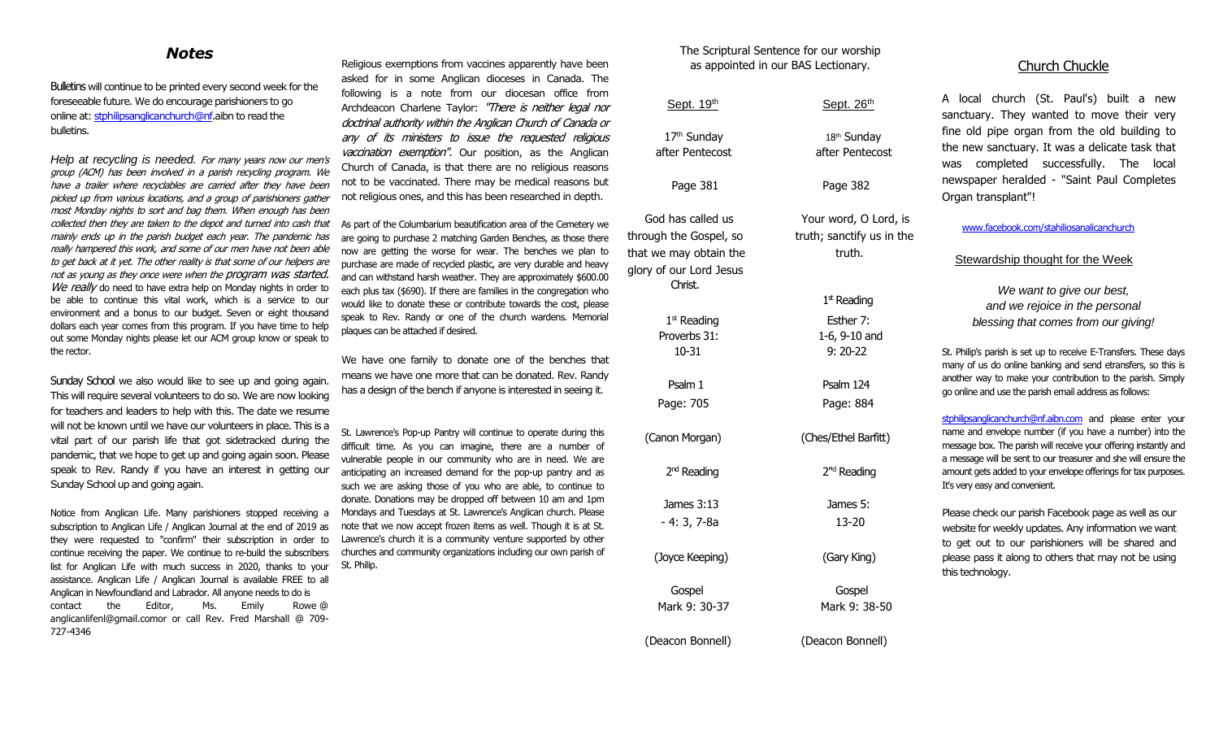# *Notes*

**Bulletins** will continue to be printed every second week for the foreseeable future. We do encourage parishioners to go online at: stphilipsanglicanchurch@nf.aibn to read the bulletins.

*Help at recycling is needed. For many years now our men's group (ACM) has been involved in a parish recycling program. We have a trailer where recyclables are carried after they have been picked up from various locations, and a group of parishioners gather most Monday nights to sort and bag them. When enough has been collected then they are taken to the depot and turned into cash that mainly ends up in the parish budget each year. The pandemic has really hampered this work, and some of our men have not been able to get back at it yet. The other reality is that some of our helpers are not as young as they once were when the program was started. We really* do need to have extra help on Monday nights in order to be able to continue this vital work, which is a service to our environment and a bonus to our budget. Seven or eight thousand dollars each year comes from this program. If you have time to help out some Monday nights please let our ACM group know or speak to the rector.

**Sunday School** we also would like to see up and going again. This will require several volunteers to do so. We are now looking for teachers and leaders to help with this. The date we resume will not be known until we have our volunteers in place. This is a vital part of our parish life that got sidetracked during the pandemic, that we hope to get up and going again soon. Please speak to Rev. Randy if you have an interest in getting our Sunday School up and going again.

Notice from Anglican Life. Many parishioners stopped receiving a subscription to Anglican Life / Anglican Journal at the end of 2019 as they were requested to "confirm" their subscription in order to continue receiving the paper. We continue to re-build the subscribers list for Anglican Life with much success in 2020, thanks to your assistance. Anglican Life / Anglican Journal is available FREE to all Anglican in Newfoundland and Labrador. All anyone needs to do is contact the Editor, Ms. Emily Rowe @ anglicanlifenl@gmail.comor or call Rev. Fred Marshall @ 709-727-4346

Religious exemptions from vaccines apparently have been asked for in some Anglican dioceses in Canada. The following is a note from our diocesan office from Archdeacon Charlene Taylor: *"There is neither legal nor doctrinal authority within the Anglican Church of Canada or any of its ministers to issue the requested religious vaccination exemption".* Our position, as the Anglican Church of Canada, is that there are no religious reasons not to be vaccinated. There may be medical reasons but not religious ones, and this has been researched in depth.

As part of the Columbarium beautification area of the Cemetery we are going to purchase 2 matching Garden Benches, as those there now are getting the worse for wear. The benches we plan to purchase are made of recycled plastic, are very durable and heavy and can withstand harsh weather. They are approximately $600.00 each plus tax ($690). If there are families in the congregation who would like to donate these or contribute towards the cost, please speak to Rev. Randy or one of the church wardens. Memorial plaques can be attached if desired.

We have one family to donate one of the benches that means we have one more that can be donated. Rev. Randy has a design of the bench if anyone is interested in seeing it.

St. Lawrence's Pop-up Pantry will continue to operate during this difficult time. As you can imagine, there are a number of vulnerable people in our community who are in need. We are anticipating an increased demand for the pop-up pantry and as such we are asking those of you who are able, to continue to donate. Donations may be dropped off between 10 am and 1pm Mondays and Tuesdays at St. Lawrence's Anglican church. Please note that we now accept frozen items as well. Though it is at St. Lawrence's church it is a community venture supported by other churches and community organizations including our own parish of St. Philip.

The Scriptural Sentence for our worship as appointed in our BAS Lectionary.

| Sept. 19th | Sept. 26th |
|---|---|
| 17th Sunday after Pentecost | 18th Sunday after Pentecost |
| Page 381 | Page 382 |
| God has called us through the Gospel, so that we may obtain the glory of our Lord Jesus Christ. | Your word, O Lord, is truth; sanctify us in the truth. |
| 1st Reading | 1st Reading |
| Proverbs 31: 10-31 | Esther 7: 1-6, 9-10 and 9: 20-22 |
| Psalm 1 Page: 705 | Psalm 124 Page: 884 |
| (Canon Morgan) | (Ches/Ethel Barfitt) |
| 2nd Reading | 2nd Reading |
| James 3:13 - 4: 3, 7-8a | James 5: 13-20 |
| (Joyce Keeping) | (Gary King) |
| Gospel Mark 9: 30-37 | Gospel Mark 9: 38-50 |
| (Deacon Bonnell) | (Deacon Bonnell) |

## Church Chuckle

A local church (St. Paul's) built a new sanctuary. They wanted to move their very fine old pipe organ from the old building to the new sanctuary. It was a delicate task that was completed successfully. The local newspaper heralded - "Saint Paul Completes Organ transplant"!

www.facebook.com/stahiliosanalicanchurch

### Stewardship thought for the Week

*We want to give our best, and we rejoice in the personal blessing that comes from our giving!*

St. Philip's parish is set up to receive E-Transfers. These days many of us do online banking and send etransfers, so this is another way to make your contribution to the parish. Simply go online and use the parish email address as follows:

stphilipsanglicanchurch@nf.aibn.com and please enter your name and envelope number (if you have a number) into the message box. The parish will receive your offering instantly and a message will be sent to our treasurer and she will ensure the amount gets added to your envelope offerings for tax purposes. It's very easy and convenient.

Please check our parish Facebook page as well as our website for weekly updates. Any information we want to get out to our parishioners will be shared and please pass it along to others that may not be using this technology.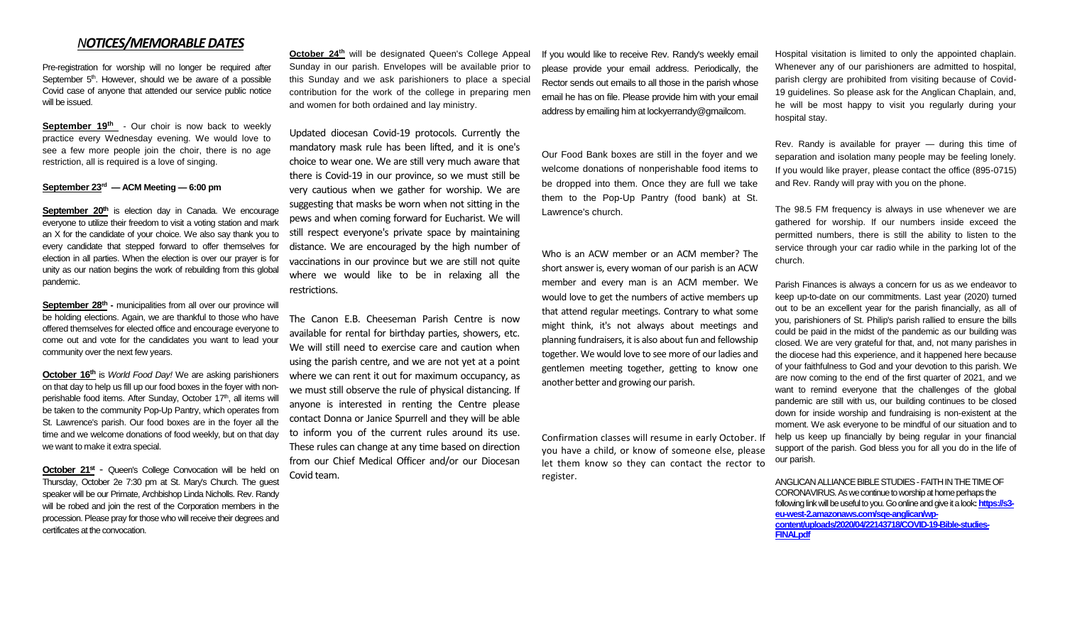## NOTICES/MEMORABLE DATES

Pre-registration for worship will no longer be required after September 5th. However, should we be aware of a possible Covid case of anyone that attended our service public notice will be issued.

**September 19th** - Our choir is now back to weekly practice every Wednesday evening. We would love to see a few more people join the choir, there is no age restriction, all is required is a love of singing.

**September 23rd — ACM Meeting — 6:00 pm**

**September 20th** is election day in Canada. We encourage everyone to utilize their freedom to visit a voting station and mark an X for the candidate of your choice. We also say thank you to every candidate that stepped forward to offer themselves for election in all parties. When the election is over our prayer is for unity as our nation begins the work of rebuilding from this global pandemic.

**September 28th -** municipalities from all over our province will be holding elections. Again, we are thankful to those who have offered themselves for elected office and encourage everyone to come out and vote for the candidates you want to lead your community over the next few years.

**October 16th** is *World Food Day!* We are asking parishioners on that day to help us fill up our food boxes in the foyer with non-perishable food items. After Sunday, October 17th, all items will be taken to the community Pop-Up Pantry, which operates from St. Lawrence's parish. Our food boxes are in the foyer all the time and we welcome donations of food weekly, but on that day we want to make it extra special.

**October 21st** - Queen's College Convocation will be held on Thursday, October 2e 7:30 pm at St. Mary's Church. The guest speaker will be our Primate, Archbishop Linda Nicholls. Rev. Randy will be robed and join the rest of the Corporation members in the procession. Please pray for those who will receive their degrees and certificates at the convocation.

**October 24th** will be designated Queen's College Appeal Sunday in our parish. Envelopes will be available prior to this Sunday and we ask parishioners to place a special contribution for the work of the college in preparing men and women for both ordained and lay ministry.

Updated diocesan Covid-19 protocols. Currently the mandatory mask rule has been lifted, and it is one's choice to wear one. We are still very much aware that there is Covid-19 in our province, so we must still be very cautious when we gather for worship. We are suggesting that masks be worn when not sitting in the pews and when coming forward for Eucharist. We will still respect everyone's private space by maintaining distance. We are encouraged by the high number of vaccinations in our province but we are still not quite where we would like to be in relaxing all the restrictions.

The Canon E.B. Cheeseman Parish Centre is now available for rental for birthday parties, showers, etc. We will still need to exercise care and caution when using the parish centre, and we are not yet at a point where we can rent it out for maximum occupancy, as we must still observe the rule of physical distancing. If anyone is interested in renting the Centre please contact Donna or Janice Spurrell and they will be able to inform you of the current rules around its use. These rules can change at any time based on direction from our Chief Medical Officer and/or our Diocesan Covid team.

If you would like to receive Rev. Randy's weekly email please provide your email address. Periodically, the Rector sends out emails to all those in the parish whose email he has on file. Please provide him with your email address by emailing him at lockyerrandy@gmailcom.

Our Food Bank boxes are still in the foyer and we welcome donations of nonperishable food items to be dropped into them. Once they are full we take them to the Pop-Up Pantry (food bank) at St. Lawrence's church.

Who is an ACW member or an ACM member? The short answer is, every woman of our parish is an ACW member and every man is an ACM member. We would love to get the numbers of active members up that attend regular meetings. Contrary to what some might think, it's not always about meetings and planning fundraisers, it is also about fun and fellowship together. We would love to see more of our ladies and gentlemen meeting together, getting to know one another better and growing our parish.

Confirmation classes will resume in early October. If you have a child, or know of someone else, please let them know so they can contact the rector to register.

Hospital visitation is limited to only the appointed chaplain. Whenever any of our parishioners are admitted to hospital, parish clergy are prohibited from visiting because of Covid-19 guidelines. So please ask for the Anglican Chaplain, and, he will be most happy to visit you regularly during your hospital stay.

Rev. Randy is available for prayer — during this time of separation and isolation many people may be feeling lonely. If you would like prayer, please contact the office (895-0715) and Rev. Randy will pray with you on the phone.

The 98.5 FM frequency is always in use whenever we are gathered for worship. If our numbers inside exceed the permitted numbers, there is still the ability to listen to the service through your car radio while in the parking lot of the church.

Parish Finances is always a concern for us as we endeavor to keep up-to-date on our commitments. Last year (2020) turned out to be an excellent year for the parish financially, as all of you, parishioners of St. Philip's parish rallied to ensure the bills could be paid in the midst of the pandemic as our building was closed. We are very grateful for that, and, not many parishes in the diocese had this experience, and it happened here because of your faithfulness to God and your devotion to this parish. We are now coming to the end of the first quarter of 2021, and we want to remind everyone that the challenges of the global pandemic are still with us, our building continues to be closed down for inside worship and fundraising is non-existent at the moment. We ask everyone to be mindful of our situation and to help us keep up financially by being regular in your financial support of the parish. God bless you for all you do in the life of our parish.

ANGLICAN ALLIANCE BIBLE STUDIES - FAITH IN THE TIME OF CORONAVIRUS. As we continue to worship at home perhaps the following link will be useful to you. Go online and give it a look: **https://s3-eu-west-2.amazonaws.com/sqe-anglican/wp-content/uploads/2020/04/22143718/COVID-19-Bible-studies-FINAL.pdf**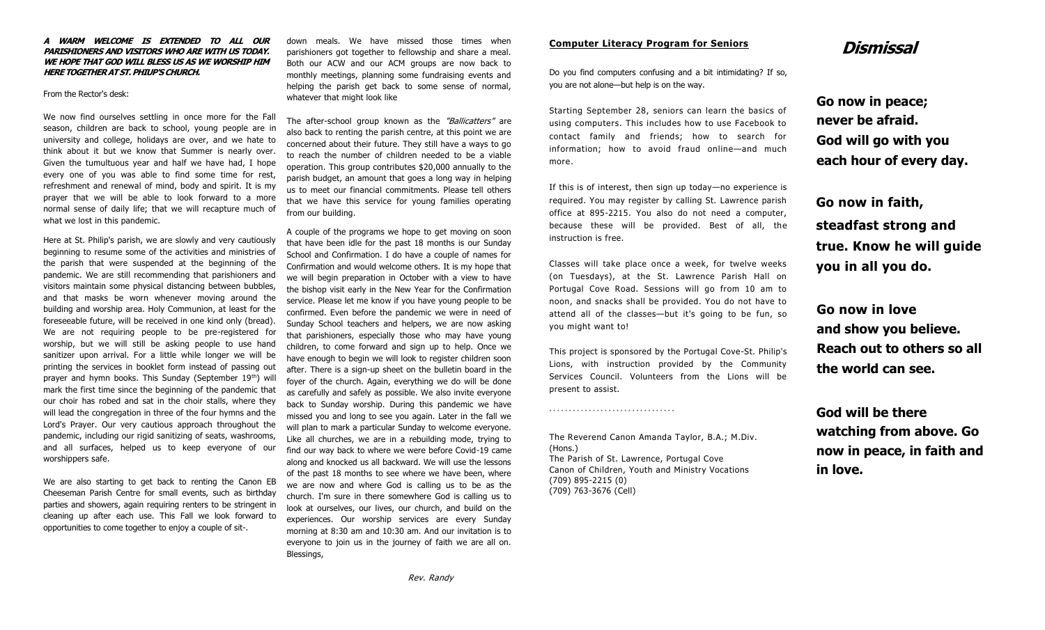***A WARM WELCOME IS EXTENDED TO ALL OUR PARISHIONERS AND VISITORS WHO ARE WITH US TODAY. WE HOPE THAT GOD WILL BLESS US AS WE WORSHIP HIM HERE TOGETHER AT ST. PHILIP'S CHURCH.***

From the Rector's desk:

We now find ourselves settling in once more for the Fall season, children are back to school, young people are in university and college, holidays are over, and we hate to think about it but we know that Summer is nearly over. Given the tumultuous year and half we have had, I hope every one of you was able to find some time for rest, refreshment and renewal of mind, body and spirit. It is my prayer that we will be able to look forward to a more normal sense of daily life; that we will recapture much of what we lost in this pandemic.

Here at St. Philip's parish, we are slowly and very cautiously beginning to resume some of the activities and ministries of the parish that were suspended at the beginning of the pandemic. We are still recommending that parishioners and visitors maintain some physical distancing between bubbles, and that masks be worn whenever moving around the building and worship area. Holy Communion, at least for the foreseeable future, will be received in one kind only (bread). We are not requiring people to be pre-registered for worship, but we will still be asking people to use hand sanitizer upon arrival. For a little while longer we will be printing the services in booklet form instead of passing out prayer and hymn books. This Sunday (September 19th) will mark the first time since the beginning of the pandemic that our choir has robed and sat in the choir stalls, where they will lead the congregation in three of the four hymns and the Lord's Prayer. Our very cautious approach throughout the pandemic, including our rigid sanitizing of seats, washrooms, and all surfaces, helped us to keep everyone of our worshippers safe.

We are also starting to get back to renting the Canon EB Cheeseman Parish Centre for small events, such as birthday parties and showers, again requiring renters to be stringent in cleaning up after each use. This Fall we look forward to opportunities to come together to enjoy a couple of sit-down meals. We have missed those times when parishioners got together to fellowship and share a meal. Both our ACW and our ACM groups are now back to monthly meetings, planning some fundraising events and helping the parish get back to some sense of normal, whatever that might look like

The after-school group known as the *"Ballicatters"* are also back to renting the parish centre, at this point we are concerned about their future. They still have a ways to go to reach the number of children needed to be a viable operation. This group contributes $20,000 annually to the parish budget, an amount that goes a long way in helping us to meet our financial commitments. Please tell others that we have this service for young families operating from our building.

A couple of the programs we hope to get moving on soon that have been idle for the past 18 months is our Sunday School and Confirmation. I do have a couple of names for Confirmation and would welcome others. It is my hope that we will begin preparation in October with a view to have the bishop visit early in the New Year for the Confirmation service. Please let me know if you have young people to be confirmed. Even before the pandemic we were in need of Sunday School teachers and helpers, we are now asking that parishioners, especially those who may have young children, to come forward and sign up to help. Once we have enough to begin we will look to register children soon after. There is a sign-up sheet on the bulletin board in the foyer of the church. Again, everything we do will be done as carefully and safely as possible. We also invite everyone back to Sunday worship. During this pandemic we have missed you and long to see you again. Later in the fall we will plan to mark a particular Sunday to welcome everyone. Like all churches, we are in a rebuilding mode, trying to find our way back to where we were before Covid-19 came along and knocked us all backward. We will use the lessons of the past 18 months to see where we have been, where we are now and where God is calling us to be as the church. I'm sure in there somewhere God is calling us to look at ourselves, our lives, our church, and build on the experiences. Our worship services are every Sunday morning at 8:30 am and 10:30 am. And our invitation is to everyone to join us in the journey of faith we are all on. Blessings,

*Rev. Randy*

**Computer Literacy Program for Seniors**

Do you find computers confusing and a bit intimidating? If so, you are not alone—but help is on the way.

Starting September 28, seniors can learn the basics of using computers. This includes how to use Facebook to contact family and friends; how to search for information; how to avoid fraud online—and much more.

If this is of interest, then sign up today—no experience is required. You may register by calling St. Lawrence parish office at 895-2215. You also do not need a computer, because these will be provided. Best of all, the instruction is free.

Classes will take place once a week, for twelve weeks (on Tuesdays), at the St. Lawrence Parish Hall on Portugal Cove Road. Sessions will go from 10 am to noon, and snacks shall be provided. You do not have to attend all of the classes—but it's going to be fun, so you might want to!

This project is sponsored by the Portugal Cove-St. Philip's Lions, with instruction provided by the Community Services Council. Volunteers from the Lions will be present to assist.

.................................

The Reverend Canon Amanda Taylor, B.A.; M.Div. (Hons.)
The Parish of St. Lawrence, Portugal Cove
Canon of Children, Youth and Ministry Vocations
(709) 895-2215 (0)
(709) 763-3676 (Cell)

## *Dismissal*

**Go now in peace;
never be afraid.
God will go with you
each hour of every day.**

**Go now in faith,
steadfast strong and
true. Know he will guide
you in all you do.**

**Go now in love
and show you believe.
Reach out to others so all
the world can see.**

**God will be there
watching from above. Go
now in peace, in faith and
in love.**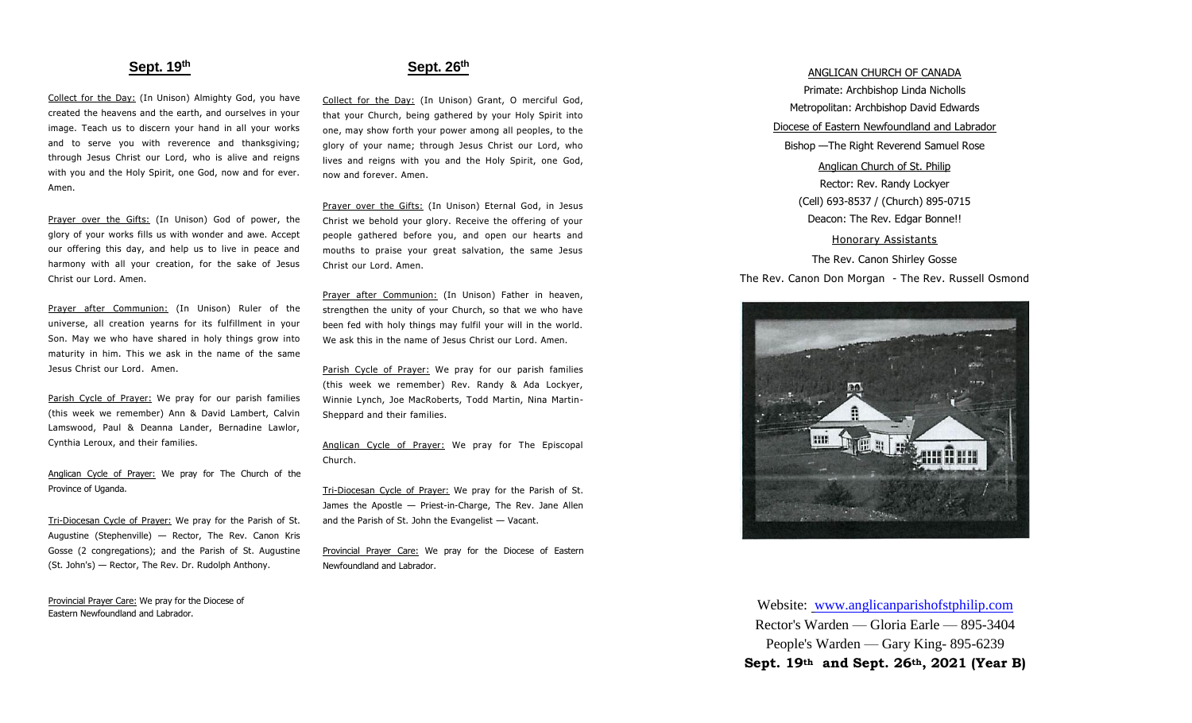## Sept. 19th

Collect for the Day: (In Unison) Almighty God, you have created the heavens and the earth, and ourselves in your image. Teach us to discern your hand in all your works and to serve you with reverence and thanksgiving; through Jesus Christ our Lord, who is alive and reigns with you and the Holy Spirit, one God, now and for ever. Amen.

Prayer over the Gifts: (In Unison) God of power, the glory of your works fills us with wonder and awe. Accept our offering this day, and help us to live in peace and harmony with all your creation, for the sake of Jesus Christ our Lord. Amen.

Prayer after Communion: (In Unison) Ruler of the universe, all creation yearns for its fulfillment in your Son. May we who have shared in holy things grow into maturity in him. This we ask in the name of the same Jesus Christ our Lord. Amen.

Parish Cycle of Prayer: We pray for our parish families (this week we remember) Ann & David Lambert, Calvin Lamswood, Paul & Deanna Lander, Bernadine Lawlor, Cynthia Leroux, and their families.

Anglican Cycle of Prayer: We pray for The Church of the Province of Uganda.

Tri-Diocesan Cycle of Prayer: We pray for the Parish of St. Augustine (Stephenville) — Rector, The Rev. Canon Kris Gosse (2 congregations); and the Parish of St. Augustine (St. John's) — Rector, The Rev. Dr. Rudolph Anthony.

Provincial Prayer Care: We pray for the Diocese of Eastern Newfoundland and Labrador.

## Sept. 26th

Collect for the Day: (In Unison) Grant, O merciful God, that your Church, being gathered by your Holy Spirit into one, may show forth your power among all peoples, to the glory of your name; through Jesus Christ our Lord, who lives and reigns with you and the Holy Spirit, one God, now and forever. Amen.

Prayer over the Gifts: (In Unison) Eternal God, in Jesus Christ we behold your glory. Receive the offering of your people gathered before you, and open our hearts and mouths to praise your great salvation, the same Jesus Christ our Lord. Amen.

Prayer after Communion: (In Unison) Father in heaven, strengthen the unity of your Church, so that we who have been fed with holy things may fulfil your will in the world. We ask this in the name of Jesus Christ our Lord. Amen.

Parish Cycle of Prayer: We pray for our parish families (this week we remember) Rev. Randy & Ada Lockyer, Winnie Lynch, Joe MacRoberts, Todd Martin, Nina Martin-Sheppard and their families.

Anglican Cycle of Prayer: We pray for The Episcopal Church.

Tri-Diocesan Cycle of Prayer: We pray for the Parish of St. James the Apostle — Priest-in-Charge, The Rev. Jane Allen and the Parish of St. John the Evangelist — Vacant.

Provincial Prayer Care: We pray for the Diocese of Eastern Newfoundland and Labrador.

ANGLICAN CHURCH OF CANADA

Primate: Archbishop Linda Nicholls

Metropolitan: Archbishop David Edwards

Diocese of Eastern Newfoundland and Labrador

Bishop —The Right Reverend Samuel Rose

Anglican Church of St. Philip

Rector: Rev. Randy Lockyer

(Cell) 693-8537 / (Church) 895-0715

Deacon: The Rev. Edgar Bonne!!

Honorary Assistants

The Rev. Canon Shirley Gosse

The Rev. Canon Don Morgan - The Rev. Russell Osmond

Website: www.anglicanparishofstphilip.com

Rector's Warden — Gloria Earle — 895-3404

People's Warden — Gary King- 895-6239

**Sept. 19th and Sept. 26th, 2021 (Year B)**